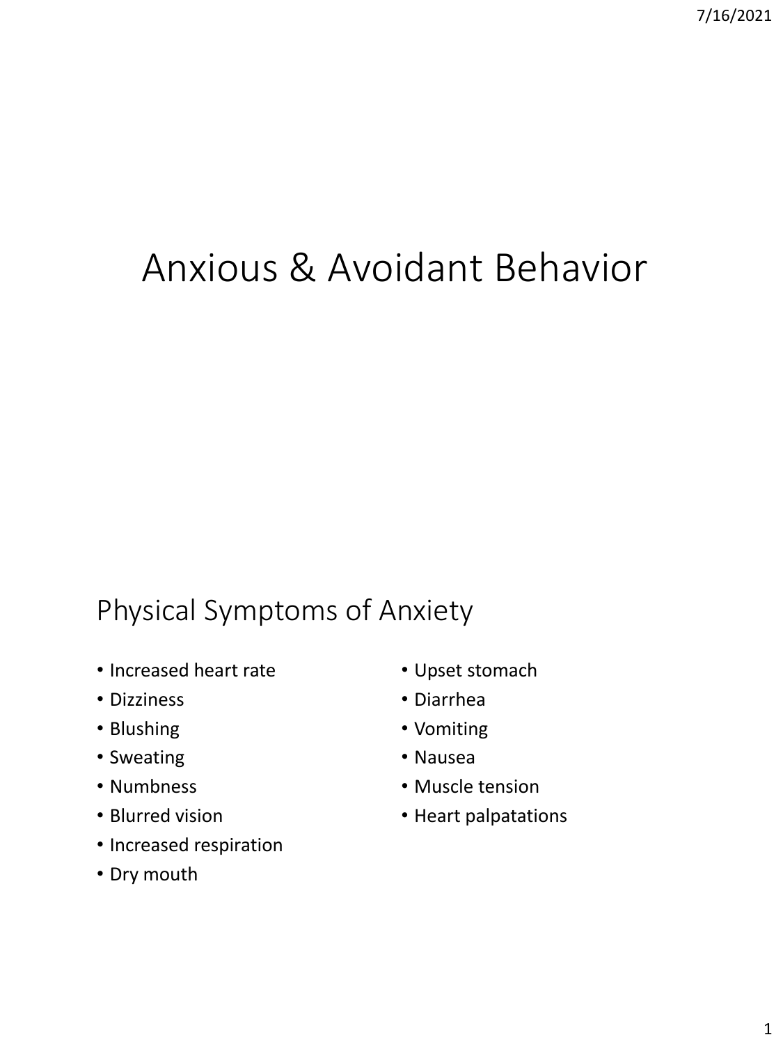# Anxious & Avoidant Behavior

## Physical Symptoms of Anxiety

- Increased heart rate
- Dizziness
- Blushing
- Sweating
- Numbness
- Blurred vision
- Increased respiration
- Dry mouth
- Upset stomach
- Diarrhea
- Vomiting
- Nausea
- Muscle tension
- Heart palpatations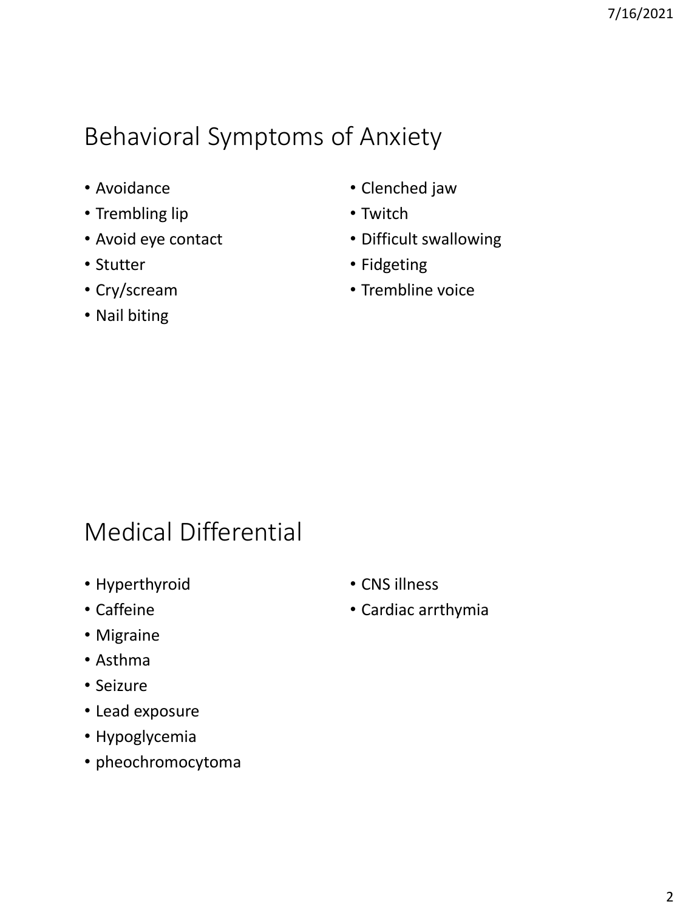## Behavioral Symptoms of Anxiety

- Avoidance
- Trembling lip
- Avoid eye contact
- Stutter
- Cry/scream
- Nail biting
- Clenched jaw
- Twitch
- Difficult swallowing
- Fidgeting
- Trembline voice

## Medical Differential

- Hyperthyroid
- Caffeine
- Migraine
- Asthma
- Seizure
- Lead exposure
- Hypoglycemia
- pheochromocytoma
- CNS illness
- Cardiac arrthymia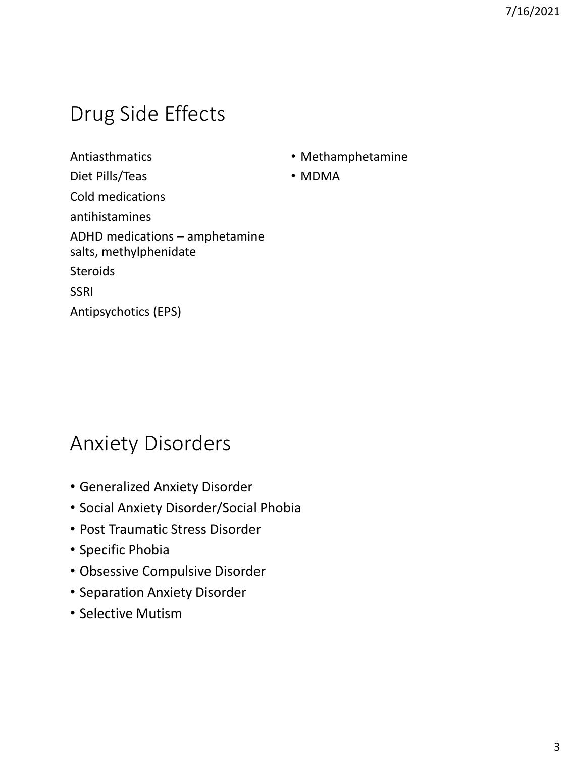## Drug Side Effects

Antiasthmatics

Diet Pills/Teas

Cold medications

antihistamines

ADHD medications – amphetamine salts, methylphenidate

Steroids

SSRI

Antipsychotics (EPS)

- Methamphetamine
- MDMA

## Anxiety Disorders

- Generalized Anxiety Disorder
- Social Anxiety Disorder/Social Phobia
- Post Traumatic Stress Disorder
- Specific Phobia
- Obsessive Compulsive Disorder
- Separation Anxiety Disorder
- Selective Mutism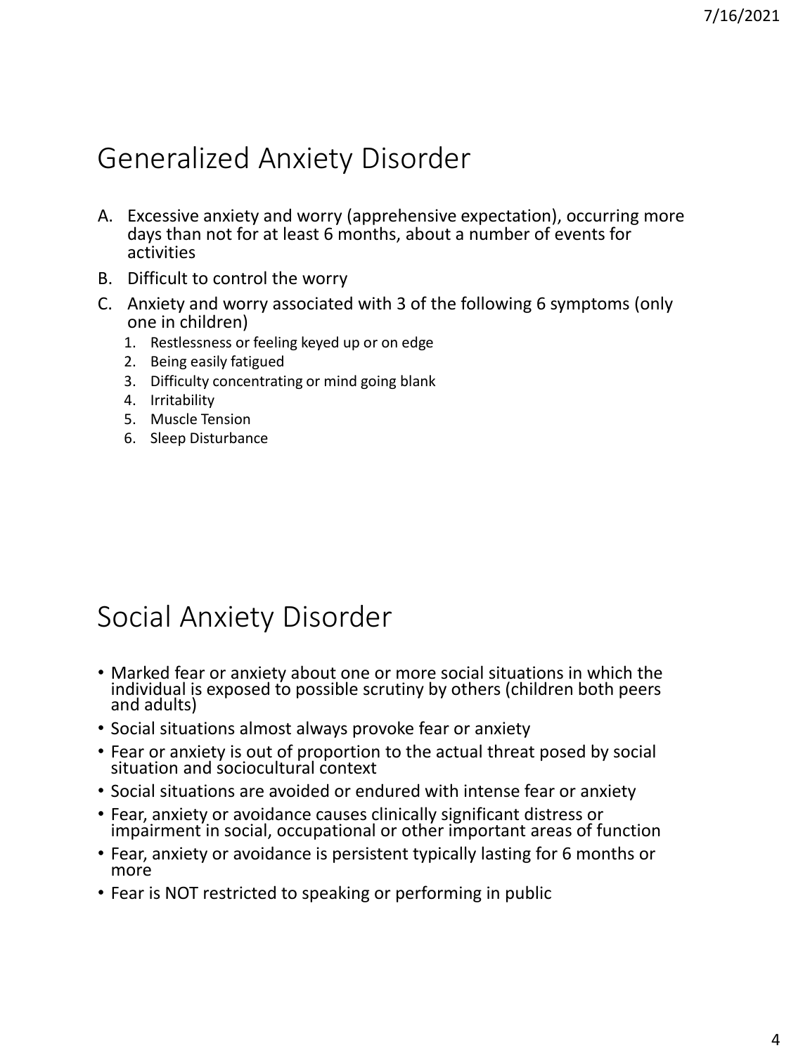## Generalized Anxiety Disorder

A. Excessive anxiety and worry (apprehensive expectation), occurring more days than not for at least 6 months, about a number of events for activities
B. Difficult to control the worry
C. Anxiety and worry associated with 3 of the following 6 symptoms (only one in children)
   1. Restlessness or feeling keyed up or on edge
   2. Being easily fatigued
   3. Difficulty concentrating or mind going blank
   4. Irritability
   5. Muscle Tension
   6. Sleep Disturbance

## Social Anxiety Disorder

- Marked fear or anxiety about one or more social situations in which the individual is exposed to possible scrutiny by others (children both peers and adults)
- Social situations almost always provoke fear or anxiety
- Fear or anxiety is out of proportion to the actual threat posed by social situation and sociocultural context
- Social situations are avoided or endured with intense fear or anxiety
- Fear, anxiety or avoidance causes clinically significant distress or impairment in social, occupational or other important areas of function
- Fear, anxiety or avoidance is persistent typically lasting for 6 months or more
- Fear is NOT restricted to speaking or performing in public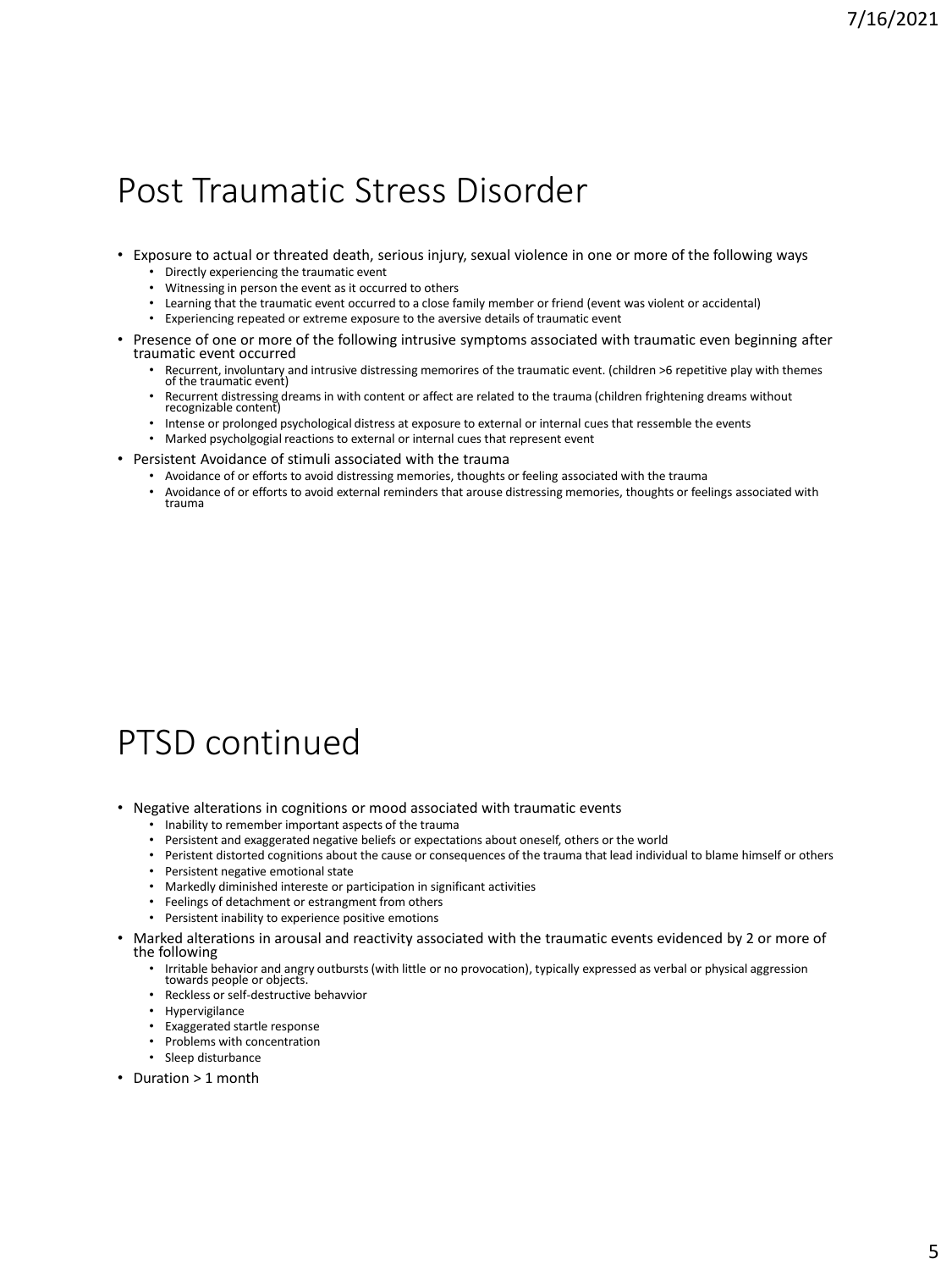# Post Traumatic Stress Disorder

- Exposure to actual or threated death, serious injury, sexual violence in one or more of the following ways
  - Directly experiencing the traumatic event
  - Witnessing in person the event as it occurred to others
  - Learning that the traumatic event occurred to a close family member or friend (event was violent or accidental)
  - Experiencing repeated or extreme exposure to the aversive details of traumatic event
- Presence of one or more of the following intrusive symptoms associated with traumatic even beginning after traumatic event occurred
  - Recurrent, involuntary and intrusive distressing memorires of the traumatic event. (children >6 repetitive play with themes of the traumatic event)
  - Recurrent distressing dreams in with content or affect are related to the trauma (children frightening dreams without recognizable content)
  - Intense or prolonged psychological distress at exposure to external or internal cues that ressemble the events
  - Marked psycholgogial reactions to external or internal cues that represent event
- Persistent Avoidance of stimuli associated with the trauma
  - Avoidance of or efforts to avoid distressing memories, thoughts or feeling associated with the trauma
  - Avoidance of or efforts to avoid external reminders that arouse distressing memories, thoughts or feelings associated with trauma

# PTSD continued

- Negative alterations in cognitions or mood associated with traumatic events
  - Inability to remember important aspects of the trauma
  - Persistent and exaggerated negative beliefs or expectations about oneself, others or the world
  - Peristent distorted cognitions about the cause or consequences of the trauma that lead individual to blame himself or others
  - Persistent negative emotional state
  - Markedly diminished intereste or participation in significant activities
  - Feelings of detachment or estrangment from others
  - Persistent inability to experience positive emotions
- Marked alterations in arousal and reactivity associated with the traumatic events evidenced by 2 or more of the following
  - Irritable behavior and angry outbursts (with little or no provocation), typically expressed as verbal or physical aggression towards people or objects.
  - Reckless or self-destructive behavvior
  - Hypervigilance
  - Exaggerated startle response
  - Problems with concentration
  - Sleep disturbance
- Duration > 1 month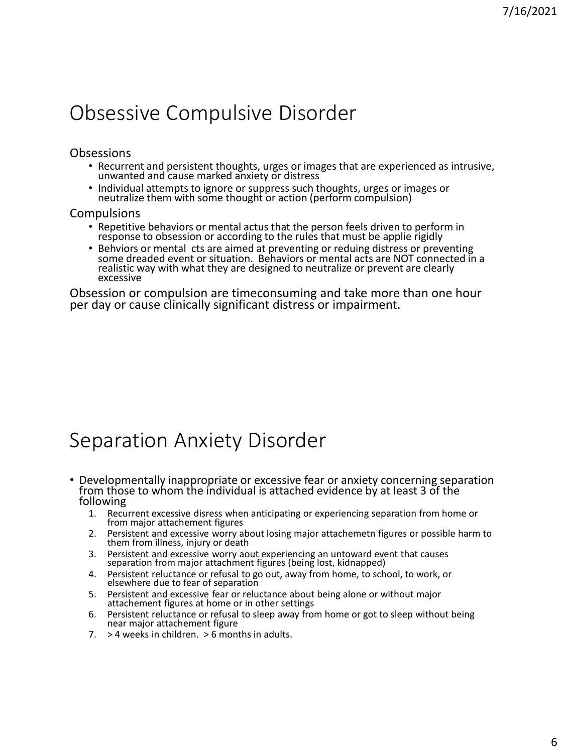# Obsessive Compulsive Disorder

Obsessions

- Recurrent and persistent thoughts, urges or images that are experienced as intrusive, unwanted and cause marked anxiety or distress
- Individual attempts to ignore or suppress such thoughts, urges or images or neutralize them with some thought or action (perform compulsion)

Compulsions

- Repetitive behaviors or mental actus that the person feels driven to perform in response to obsession or according to the rules that must be applie rigidly
- Behviors or mental cts are aimed at preventing or reduing distress or preventing some dreaded event or situation. Behaviors or mental acts are NOT connected in a realistic way with what they are designed to neutralize or prevent are clearly excessive

Obsession or compulsion are timeconsuming and take more than one hour per day or cause clinically significant distress or impairment.

# Separation Anxiety Disorder

- Developmentally inappropriate or excessive fear or anxiety concerning separation from those to whom the individual is attached evidence by at least 3 of the following
  1. Recurrent excessive disress when anticipating or experiencing separation from home or from major attachement figures
  2. Persistent and excessive worry about losing major attachemetn figures or possible harm to them from illness, injury or death
  3. Persistent and excessive worry aout experiencing an untoward event that causes separation from major attachment figures (being lost, kidnapped)
  4. Persistent reluctance or refusal to go out, away from home, to school, to work, or elsewhere due to fear of separation
  5. Persistent and excessive fear or reluctance about being alone or without major attachement figures at home or in other settings
  6. Persistent reluctance or refusal to sleep away from home or got to sleep without being near major attachement figure
  7. > 4 weeks in children. > 6 months in adults.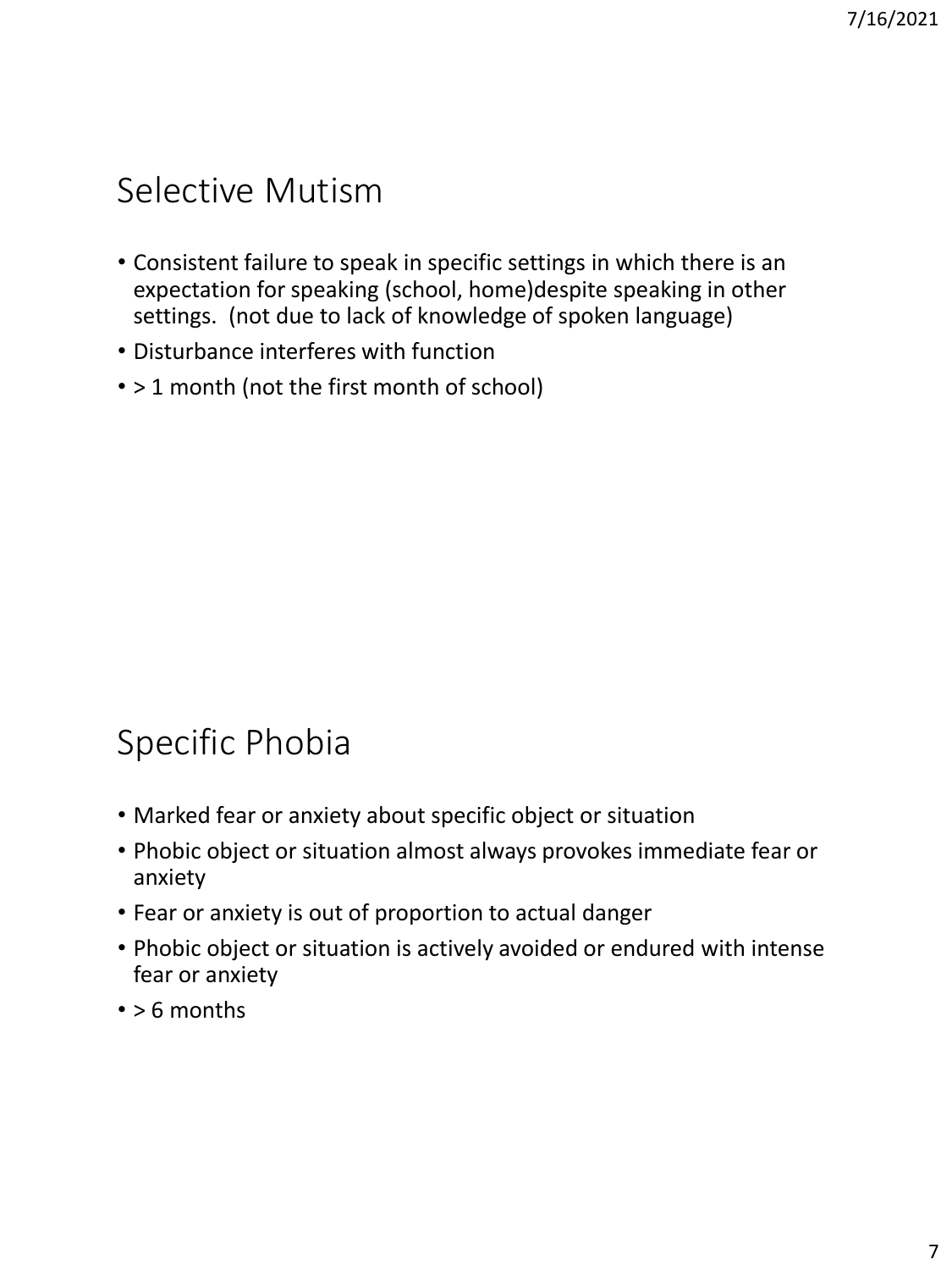## Selective Mutism

- Consistent failure to speak in specific settings in which there is an expectation for speaking (school, home)despite speaking in other settings. (not due to lack of knowledge of spoken language)
- Disturbance interferes with function
- > 1 month (not the first month of school)

## Specific Phobia

- Marked fear or anxiety about specific object or situation
- Phobic object or situation almost always provokes immediate fear or anxiety
- Fear or anxiety is out of proportion to actual danger
- Phobic object or situation is actively avoided or endured with intense fear or anxiety
- > 6 months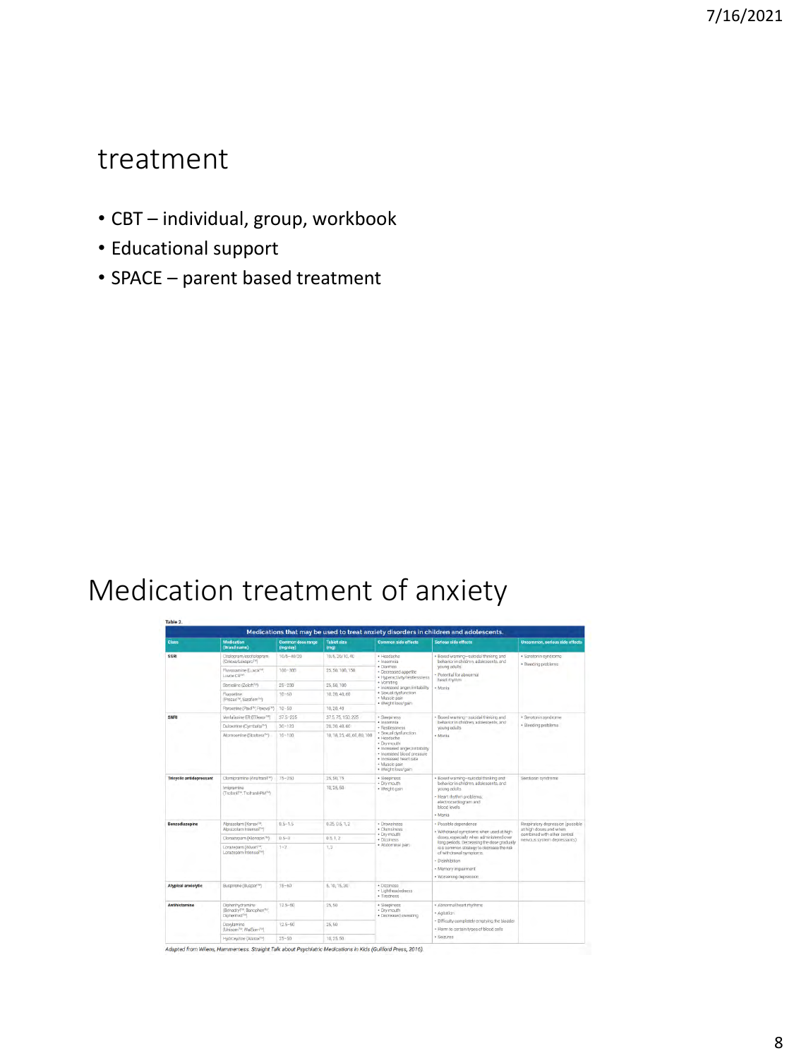# treatment

- CBT – individual, group, workbook
- Educational support
- SPACE – parent based treatment

# Medication treatment of anxiety

Table 2.

**Medications that may be used to treat anxiety disorders in children and adolescents.**

| Class | Medication (Brand name) | Common dose range (mg/day) | Tablet size (mg) | Common side effects | Serious side effects | Uncommon, serious side effects |
|---|---|---|---|---|---|---|
| SSRI | Citalopram/escitalopram (Celexa/Lexapro™) | 10/5–40/20 | 10/5, 20/10, 40 | • Headache • Insomnia • Diarrhea • Decreased appetite • Hyperactivity/restlessness • Vomiting • Increased anger/irritability • Sexual dysfunction • Muscle pain • Weight loss/gain | • Boxed warning—suicidal thinking and behavior in children, adolescents, and young adults • Potential for abnormal heart rhythm • Mania | • Serotonin syndrome • Bleeding problems |
| | Fluvoxamine (Luvox™, Luvox CR™) | 100–300 | 25, 50, 100, 150 | | | |
| | Sertraline (Zoloft™) | 25–200 | 25, 50, 100 | | | |
| | Fluoxetine (Prozac™, Sarafem™) | 10–60 | 10, 20, 40, 60 | | | |
| | Paroxetine (Paxil™, Pexeva™) | 10–50 | 10, 20, 40 | | | |
| SNRI | Venlafaxine ER (Effexor™) | 37.5–225 | 37.5, 75, 150, 225 | • Sleepiness • Insomnia • Restlessness • Sexual dysfunction • Headache • Dry mouth • Increased anger/irritability • Increased blood pressure • Increased heart rate • Muscle pain • Weight loss/gain | • Boxed warning—suicidal thinking and behavior in children, adolescents, and young adults • Mania | • Serotonin syndrome • Bleeding problems |
| | Duloxetine (Cymbalta™) | 30–120 | 20, 30, 40, 60 | | | |
| | Atomoxetine (Strattera™) | 10–100 | 10, 18, 25, 40, 60, 80, 100 | | | |
| Tricyclic antidepressant | Clomipramine (Anafranil™) | 75–250 | 25, 50, 75 | • Sleepiness • Dry mouth • Weight gain | • Boxed warning—suicidal thinking and behavior in children, adolescents, and young adults • Heart rhythm problems; electrocardiogram and blood levels • Mania | Serotonin syndrome |
| | Imipramine (Tofranil™, Tofranil-PM™) | | 10, 25, 50 | | | |
| Benzodiazepine | Alprazolam (Xanax™, Alprazolam Intensol™) | 0.5–1.5 | 0.25, 0.5, 1, 2 | • Drowsiness • Clumsiness • Dry mouth • Dizziness • Abdominal pain | • Possible dependence • Withdrawal symptoms when used at high doses, especially when administered over long periods. Decreasing the dose gradually is a common strategy to decrease the risk of withdrawal symptoms. • Disinhibition • Memory impairment • Worsening depression | Respiratory depression (possible at high doses and when combined with other central nervous system depressants) |
| | Clonazepam (Klonopin™) | 0.5–3 | 0.5, 1, 2 | | | |
| | Lorazepam (Ativan™, Lorazepam Intensol™) | 1–2 | 1, 2 | | | |
| Atypical anxiolytic | Buspirone (Buspar™) | 15–60 | 5, 10, 15, 30 | • Dizziness • Lightheadedness • Tiredness | | |
| Antihistamine | Diphenhydramine (Benadryl™, Banophen™, Diphenhist™) | 12.5–50 | 25, 50 | • Sleepiness • Dry mouth • Decreased sweating | • Abnormal heart rhythms • Agitation • Difficulty completely emptying the bladder • Harm to certain types of blood cells • Seizures | |
| | Doxylamine (Unisom™, WalSom™) | 12.5–50 | 25, 50 | | | |
| | Hydroxyzine (Atarax™) | 25–50 | 10, 25, 50 | | | |

*Adapted from Wilens, Hammerness. Straight Talk about Psychiatric Medications in Kids (Guilford Press, 2016).*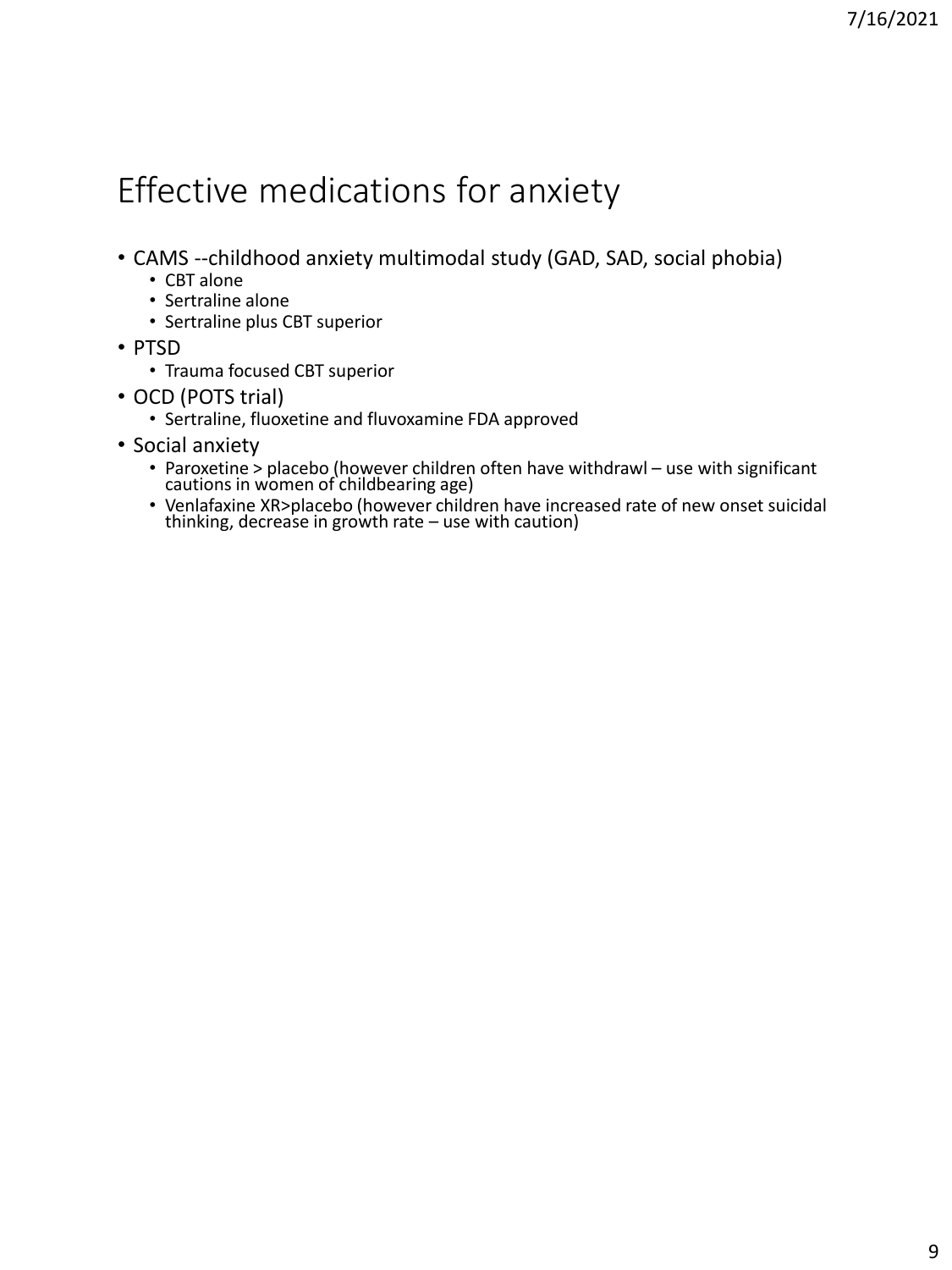# Effective medications for anxiety

- CAMS --childhood anxiety multimodal study (GAD, SAD, social phobia)
  - CBT alone
  - Sertraline alone
  - Sertraline plus CBT superior
- PTSD
  - Trauma focused CBT superior
- OCD (POTS trial)
  - Sertraline, fluoxetine and fluvoxamine FDA approved
- Social anxiety
  - Paroxetine > placebo (however children often have withdrawl – use with significant cautions in women of childbearing age)
  - Venlafaxine XR>placebo (however children have increased rate of new onset suicidal thinking, decrease in growth rate – use with caution)